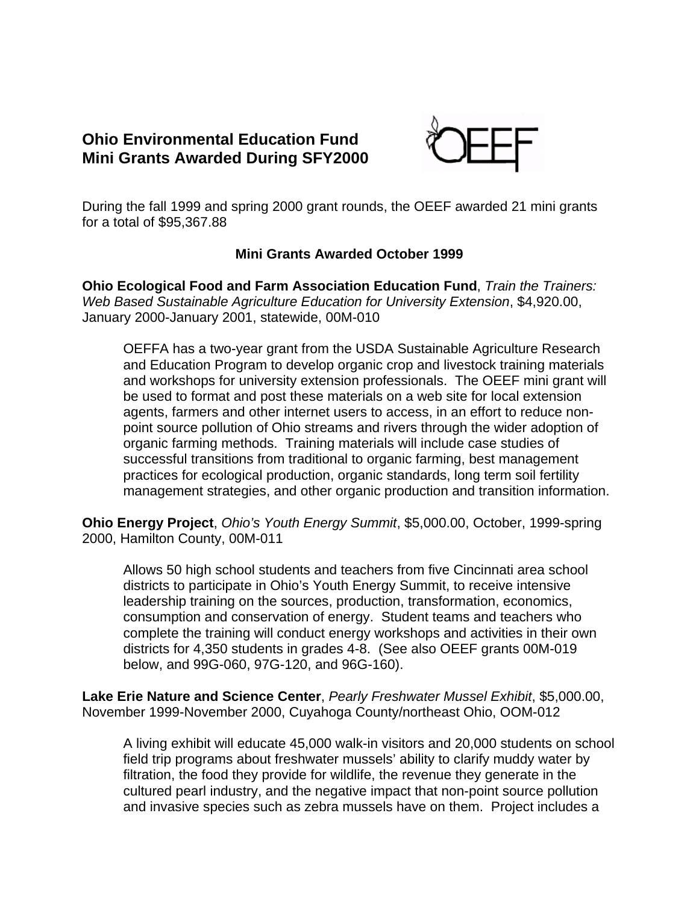# Ohio Environmental Education Fund
# Mini Grants Awarded During SFY2000

During the fall 1999 and spring 2000 grant rounds, the OEEF awarded 21 mini grants for a total of $95,367.88

## Mini Grants Awarded October 1999

**Ohio Ecological Food and Farm Association Education Fund**, *Train the Trainers: Web Based Sustainable Agriculture Education for University Extension*, $4,920.00, January 2000-January 2001, statewide, 00M-010

> OEFFA has a two-year grant from the USDA Sustainable Agriculture Research and Education Program to develop organic crop and livestock training materials and workshops for university extension professionals. The OEEF mini grant will be used to format and post these materials on a web site for local extension agents, farmers and other internet users to access, in an effort to reduce non-point source pollution of Ohio streams and rivers through the wider adoption of organic farming methods. Training materials will include case studies of successful transitions from traditional to organic farming, best management practices for ecological production, organic standards, long term soil fertility management strategies, and other organic production and transition information.

**Ohio Energy Project**, *Ohio's Youth Energy Summit*, $5,000.00, October, 1999-spring 2000, Hamilton County, 00M-011

> Allows 50 high school students and teachers from five Cincinnati area school districts to participate in Ohio's Youth Energy Summit, to receive intensive leadership training on the sources, production, transformation, economics, consumption and conservation of energy. Student teams and teachers who complete the training will conduct energy workshops and activities in their own districts for 4,350 students in grades 4-8. (See also OEEF grants 00M-019 below, and 99G-060, 97G-120, and 96G-160).

**Lake Erie Nature and Science Center**, *Pearly Freshwater Mussel Exhibit*, $5,000.00, November 1999-November 2000, Cuyahoga County/northeast Ohio, OOM-012

> A living exhibit will educate 45,000 walk-in visitors and 20,000 students on school field trip programs about freshwater mussels' ability to clarify muddy water by filtration, the food they provide for wildlife, the revenue they generate in the cultured pearl industry, and the negative impact that non-point source pollution and invasive species such as zebra mussels have on them. Project includes a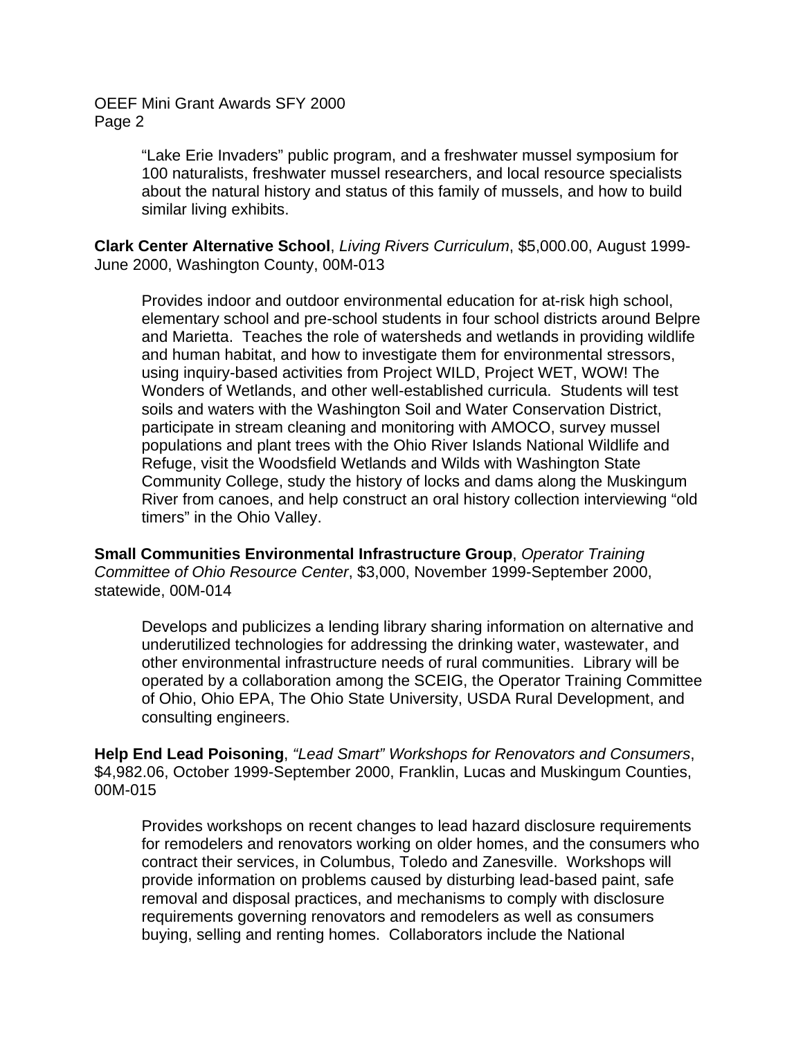"Lake Erie Invaders" public program, and a freshwater mussel symposium for 100 naturalists, freshwater mussel researchers, and local resource specialists about the natural history and status of this family of mussels, and how to build similar living exhibits.

**Clark Center Alternative School**, *Living Rivers Curriculum*, $5,000.00, August 1999-June 2000, Washington County, 00M-013

> Provides indoor and outdoor environmental education for at-risk high school, elementary school and pre-school students in four school districts around Belpre and Marietta. Teaches the role of watersheds and wetlands in providing wildlife and human habitat, and how to investigate them for environmental stressors, using inquiry-based activities from Project WILD, Project WET, WOW! The Wonders of Wetlands, and other well-established curricula. Students will test soils and waters with the Washington Soil and Water Conservation District, participate in stream cleaning and monitoring with AMOCO, survey mussel populations and plant trees with the Ohio River Islands National Wildlife and Refuge, visit the Woodsfield Wetlands and Wilds with Washington State Community College, study the history of locks and dams along the Muskingum River from canoes, and help construct an oral history collection interviewing "old timers" in the Ohio Valley.

**Small Communities Environmental Infrastructure Group**, *Operator Training Committee of Ohio Resource Center*, $3,000, November 1999-September 2000, statewide, 00M-014

> Develops and publicizes a lending library sharing information on alternative and underutilized technologies for addressing the drinking water, wastewater, and other environmental infrastructure needs of rural communities. Library will be operated by a collaboration among the SCEIG, the Operator Training Committee of Ohio, Ohio EPA, The Ohio State University, USDA Rural Development, and consulting engineers.

**Help End Lead Poisoning**, *"Lead Smart" Workshops for Renovators and Consumers*, $4,982.06, October 1999-September 2000, Franklin, Lucas and Muskingum Counties, 00M-015

> Provides workshops on recent changes to lead hazard disclosure requirements for remodelers and renovators working on older homes, and the consumers who contract their services, in Columbus, Toledo and Zanesville. Workshops will provide information on problems caused by disturbing lead-based paint, safe removal and disposal practices, and mechanisms to comply with disclosure requirements governing renovators and remodelers as well as consumers buying, selling and renting homes. Collaborators include the National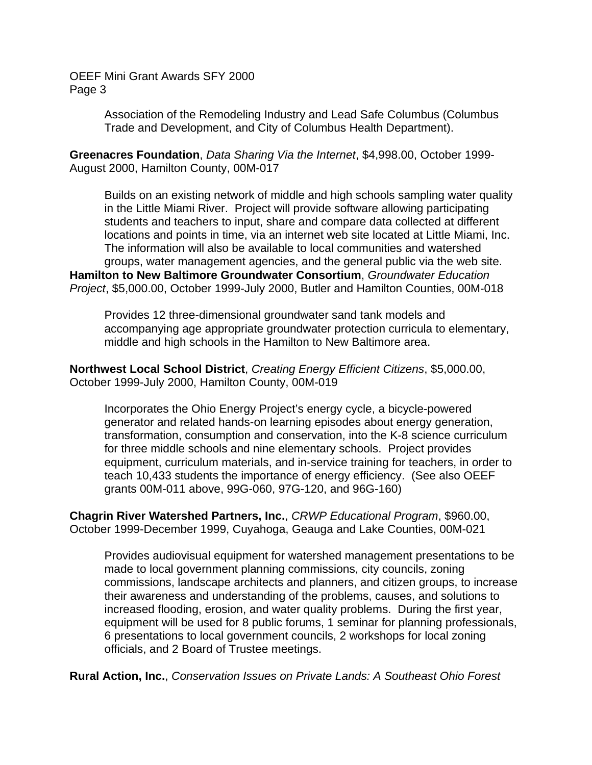Association of the Remodeling Industry and Lead Safe Columbus (Columbus Trade and Development, and City of Columbus Health Department).

**Greenacres Foundation**, *Data Sharing Via the Internet*, $4,998.00, October 1999-August 2000, Hamilton County, 00M-017

Builds on an existing network of middle and high schools sampling water quality in the Little Miami River. Project will provide software allowing participating students and teachers to input, share and compare data collected at different locations and points in time, via an internet web site located at Little Miami, Inc. The information will also be available to local communities and watershed groups, water management agencies, and the general public via the web site.

**Hamilton to New Baltimore Groundwater Consortium**, *Groundwater Education Project*, $5,000.00, October 1999-July 2000, Butler and Hamilton Counties, 00M-018

Provides 12 three-dimensional groundwater sand tank models and accompanying age appropriate groundwater protection curricula to elementary, middle and high schools in the Hamilton to New Baltimore area.

**Northwest Local School District**, *Creating Energy Efficient Citizens*, $5,000.00, October 1999-July 2000, Hamilton County, 00M-019

Incorporates the Ohio Energy Project's energy cycle, a bicycle-powered generator and related hands-on learning episodes about energy generation, transformation, consumption and conservation, into the K-8 science curriculum for three middle schools and nine elementary schools. Project provides equipment, curriculum materials, and in-service training for teachers, in order to teach 10,433 students the importance of energy efficiency. (See also OEEF grants 00M-011 above, 99G-060, 97G-120, and 96G-160)

**Chagrin River Watershed Partners, Inc.**, *CRWP Educational Program*, $960.00, October 1999-December 1999, Cuyahoga, Geauga and Lake Counties, 00M-021

Provides audiovisual equipment for watershed management presentations to be made to local government planning commissions, city councils, zoning commissions, landscape architects and planners, and citizen groups, to increase their awareness and understanding of the problems, causes, and solutions to increased flooding, erosion, and water quality problems. During the first year, equipment will be used for 8 public forums, 1 seminar for planning professionals, 6 presentations to local government councils, 2 workshops for local zoning officials, and 2 Board of Trustee meetings.

**Rural Action, Inc.**, *Conservation Issues on Private Lands: A Southeast Ohio Forest*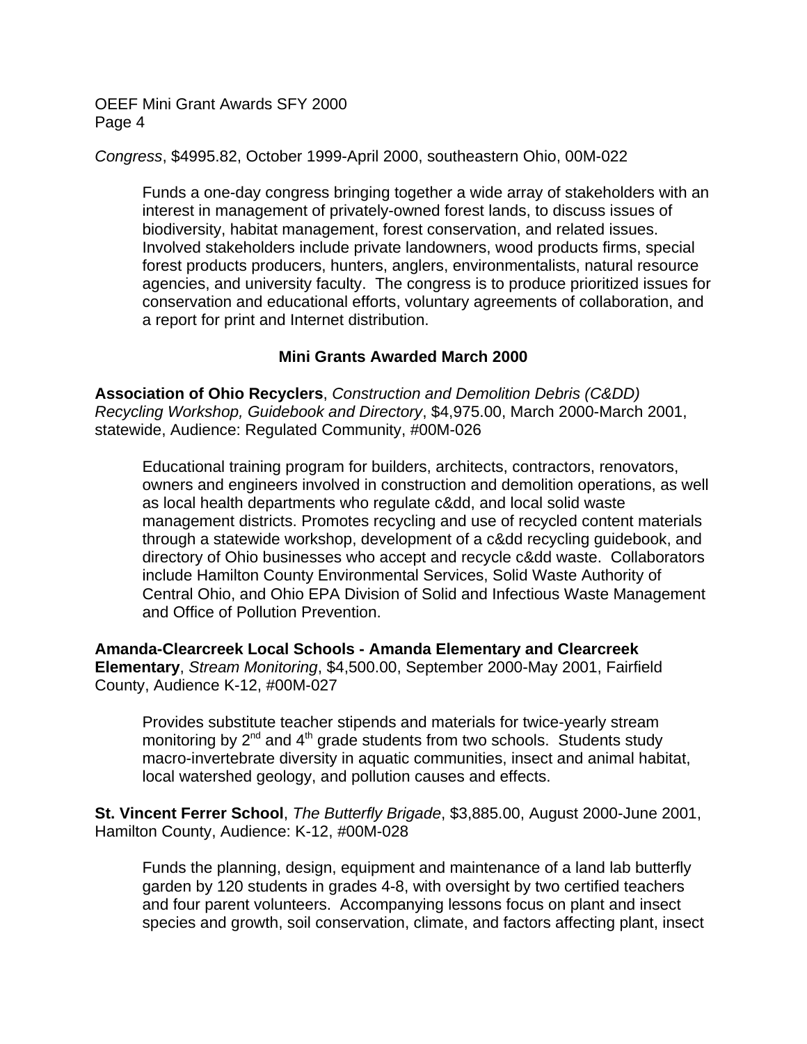*Congress*, $4995.82, October 1999-April 2000, southeastern Ohio, 00M-022

> Funds a one-day congress bringing together a wide array of stakeholders with an interest in management of privately-owned forest lands, to discuss issues of biodiversity, habitat management, forest conservation, and related issues. Involved stakeholders include private landowners, wood products firms, special forest products producers, hunters, anglers, environmentalists, natural resource agencies, and university faculty. The congress is to produce prioritized issues for conservation and educational efforts, voluntary agreements of collaboration, and a report for print and Internet distribution.

## Mini Grants Awarded March 2000

**Association of Ohio Recyclers**, *Construction and Demolition Debris (C&DD) Recycling Workshop, Guidebook and Directory*, $4,975.00, March 2000-March 2001, statewide, Audience: Regulated Community, #00M-026

> Educational training program for builders, architects, contractors, renovators, owners and engineers involved in construction and demolition operations, as well as local health departments who regulate c&dd, and local solid waste management districts. Promotes recycling and use of recycled content materials through a statewide workshop, development of a c&dd recycling guidebook, and directory of Ohio businesses who accept and recycle c&dd waste. Collaborators include Hamilton County Environmental Services, Solid Waste Authority of Central Ohio, and Ohio EPA Division of Solid and Infectious Waste Management and Office of Pollution Prevention.

**Amanda-Clearcreek Local Schools - Amanda Elementary and Clearcreek Elementary**, *Stream Monitoring*, $4,500.00, September 2000-May 2001, Fairfield County, Audience K-12, #00M-027

> Provides substitute teacher stipends and materials for twice-yearly stream monitoring by 2nd and 4th grade students from two schools. Students study macro-invertebrate diversity in aquatic communities, insect and animal habitat, local watershed geology, and pollution causes and effects.

**St. Vincent Ferrer School**, *The Butterfly Brigade*, $3,885.00, August 2000-June 2001, Hamilton County, Audience: K-12, #00M-028

> Funds the planning, design, equipment and maintenance of a land lab butterfly garden by 120 students in grades 4-8, with oversight by two certified teachers and four parent volunteers. Accompanying lessons focus on plant and insect species and growth, soil conservation, climate, and factors affecting plant, insect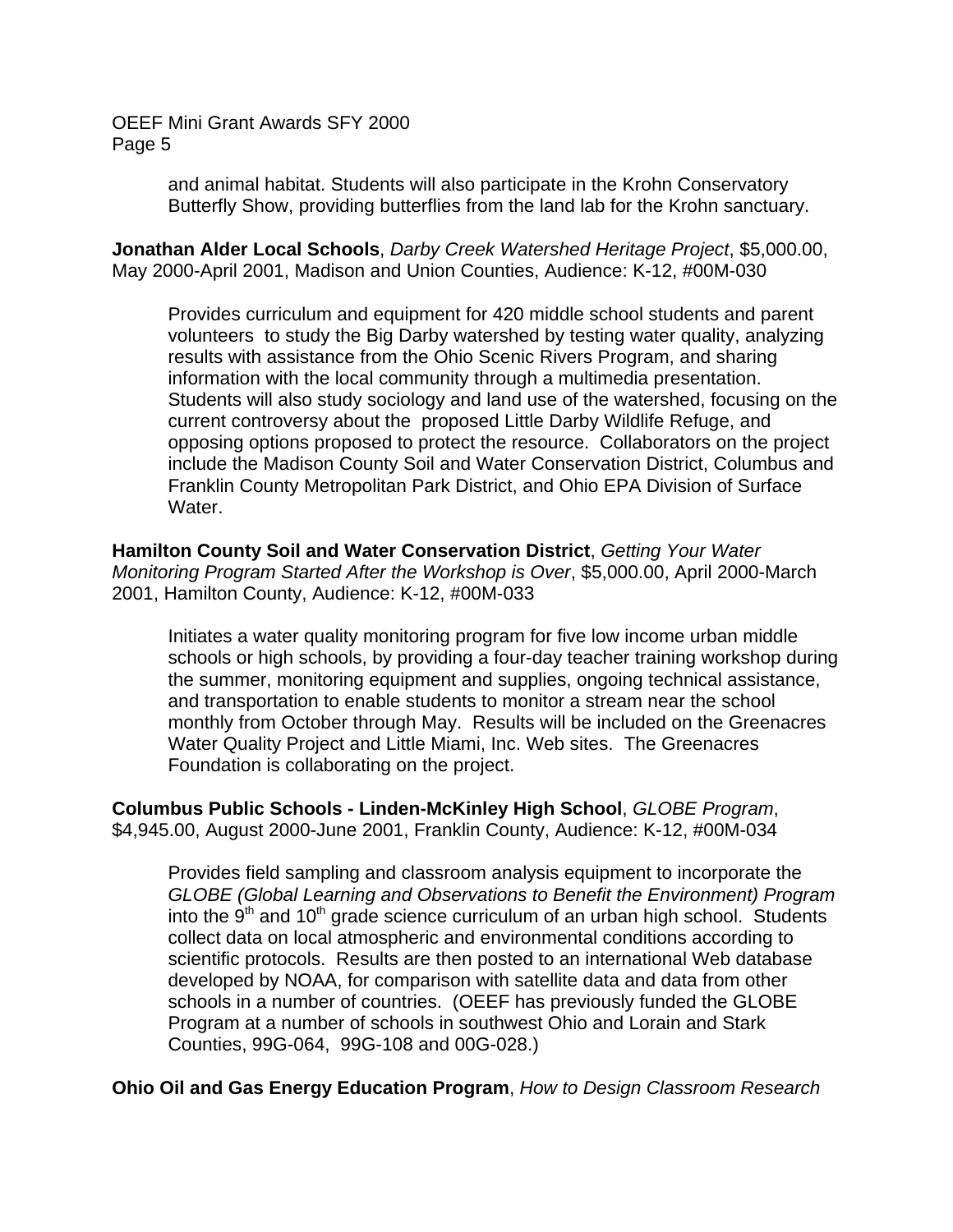and animal habitat. Students will also participate in the Krohn Conservatory Butterfly Show, providing butterflies from the land lab for the Krohn sanctuary.

**Jonathan Alder Local Schools**, *Darby Creek Watershed Heritage Project*, $5,000.00, May 2000-April 2001, Madison and Union Counties, Audience: K-12, #00M-030

> Provides curriculum and equipment for 420 middle school students and parent volunteers to study the Big Darby watershed by testing water quality, analyzing results with assistance from the Ohio Scenic Rivers Program, and sharing information with the local community through a multimedia presentation. Students will also study sociology and land use of the watershed, focusing on the current controversy about the proposed Little Darby Wildlife Refuge, and opposing options proposed to protect the resource. Collaborators on the project include the Madison County Soil and Water Conservation District, Columbus and Franklin County Metropolitan Park District, and Ohio EPA Division of Surface Water.

**Hamilton County Soil and Water Conservation District**, *Getting Your Water Monitoring Program Started After the Workshop is Over*, $5,000.00, April 2000-March 2001, Hamilton County, Audience: K-12, #00M-033

> Initiates a water quality monitoring program for five low income urban middle schools or high schools, by providing a four-day teacher training workshop during the summer, monitoring equipment and supplies, ongoing technical assistance, and transportation to enable students to monitor a stream near the school monthly from October through May. Results will be included on the Greenacres Water Quality Project and Little Miami, Inc. Web sites. The Greenacres Foundation is collaborating on the project.

**Columbus Public Schools - Linden-McKinley High School**, *GLOBE Program*, $4,945.00, August 2000-June 2001, Franklin County, Audience: K-12, #00M-034

> Provides field sampling and classroom analysis equipment to incorporate the *GLOBE (Global Learning and Observations to Benefit the Environment) Program* into the 9th and 10th grade science curriculum of an urban high school. Students collect data on local atmospheric and environmental conditions according to scientific protocols. Results are then posted to an international Web database developed by NOAA, for comparison with satellite data and data from other schools in a number of countries. (OEEF has previously funded the GLOBE Program at a number of schools in southwest Ohio and Lorain and Stark Counties, 99G-064, 99G-108 and 00G-028.)

**Ohio Oil and Gas Energy Education Program**, *How to Design Classroom Research*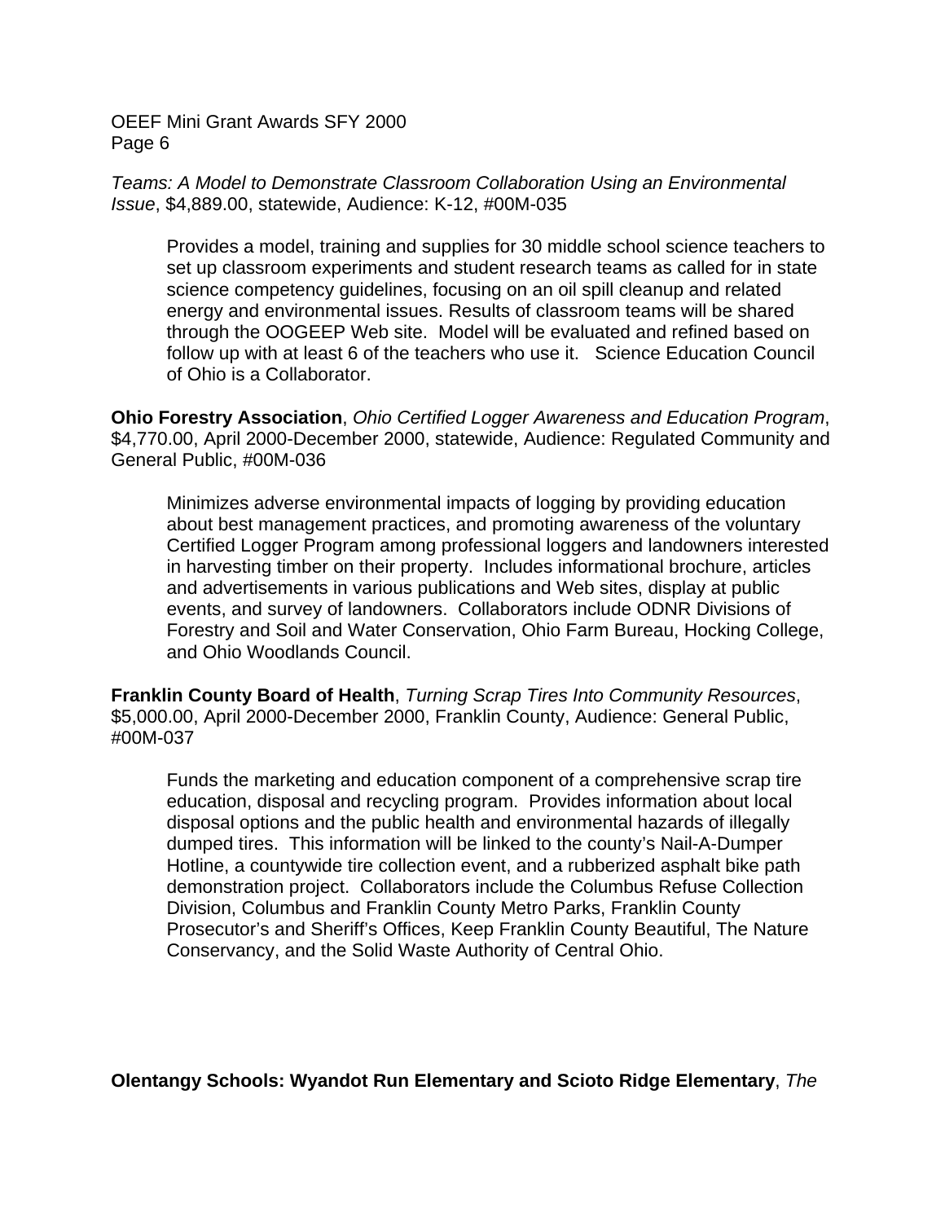*Teams: A Model to Demonstrate Classroom Collaboration Using an Environmental Issue*, $4,889.00, statewide, Audience: K-12, #00M-035

> Provides a model, training and supplies for 30 middle school science teachers to set up classroom experiments and student research teams as called for in state science competency guidelines, focusing on an oil spill cleanup and related energy and environmental issues. Results of classroom teams will be shared through the OOGEEP Web site. Model will be evaluated and refined based on follow up with at least 6 of the teachers who use it. Science Education Council of Ohio is a Collaborator.

**Ohio Forestry Association**, *Ohio Certified Logger Awareness and Education Program*, $4,770.00, April 2000-December 2000, statewide, Audience: Regulated Community and General Public, #00M-036

> Minimizes adverse environmental impacts of logging by providing education about best management practices, and promoting awareness of the voluntary Certified Logger Program among professional loggers and landowners interested in harvesting timber on their property. Includes informational brochure, articles and advertisements in various publications and Web sites, display at public events, and survey of landowners. Collaborators include ODNR Divisions of Forestry and Soil and Water Conservation, Ohio Farm Bureau, Hocking College, and Ohio Woodlands Council.

**Franklin County Board of Health**, *Turning Scrap Tires Into Community Resources*, $5,000.00, April 2000-December 2000, Franklin County, Audience: General Public, #00M-037

> Funds the marketing and education component of a comprehensive scrap tire education, disposal and recycling program. Provides information about local disposal options and the public health and environmental hazards of illegally dumped tires. This information will be linked to the county's Nail-A-Dumper Hotline, a countywide tire collection event, and a rubberized asphalt bike path demonstration project. Collaborators include the Columbus Refuse Collection Division, Columbus and Franklin County Metro Parks, Franklin County Prosecutor's and Sheriff's Offices, Keep Franklin County Beautiful, The Nature Conservancy, and the Solid Waste Authority of Central Ohio.

**Olentangy Schools: Wyandot Run Elementary and Scioto Ridge Elementary**, *The*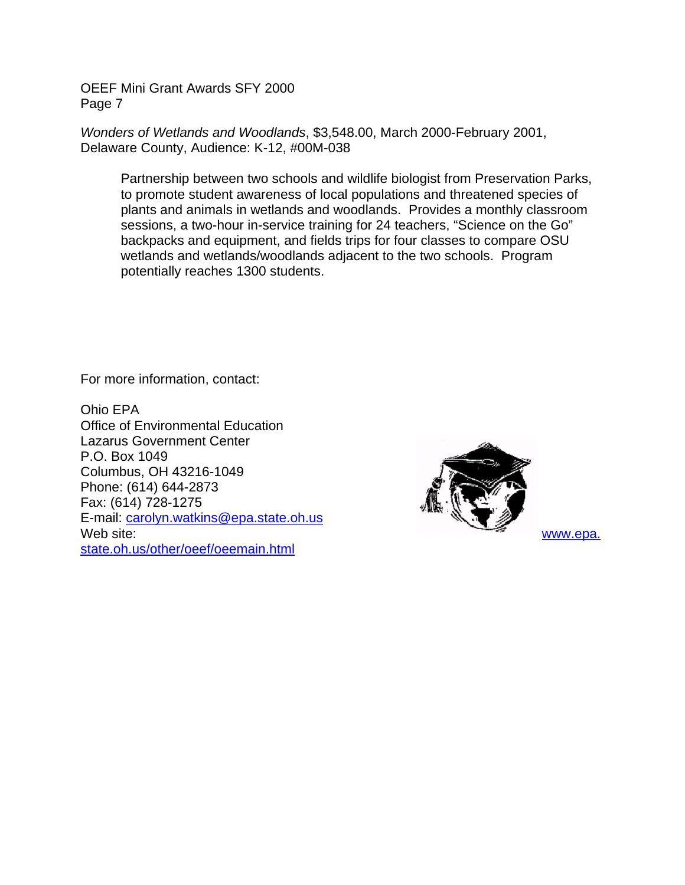*Wonders of Wetlands and Woodlands*, $3,548.00, March 2000-February 2001, Delaware County, Audience: K-12, #00M-038

> Partnership between two schools and wildlife biologist from Preservation Parks, to promote student awareness of local populations and threatened species of plants and animals in wetlands and woodlands. Provides a monthly classroom sessions, a two-hour in-service training for 24 teachers, "Science on the Go" backpacks and equipment, and fields trips for four classes to compare OSU wetlands and wetlands/woodlands adjacent to the two schools. Program potentially reaches 1300 students.

For more information, contact:

Ohio EPA
Office of Environmental Education
Lazarus Government Center
P.O. Box 1049
Columbus, OH 43216-1049
Phone: (614) 644-2873
Fax: (614) 728-1275
E-mail: carolyn.watkins@epa.state.oh.us
Web site: www.epa.state.oh.us/other/oeef/oeemain.html